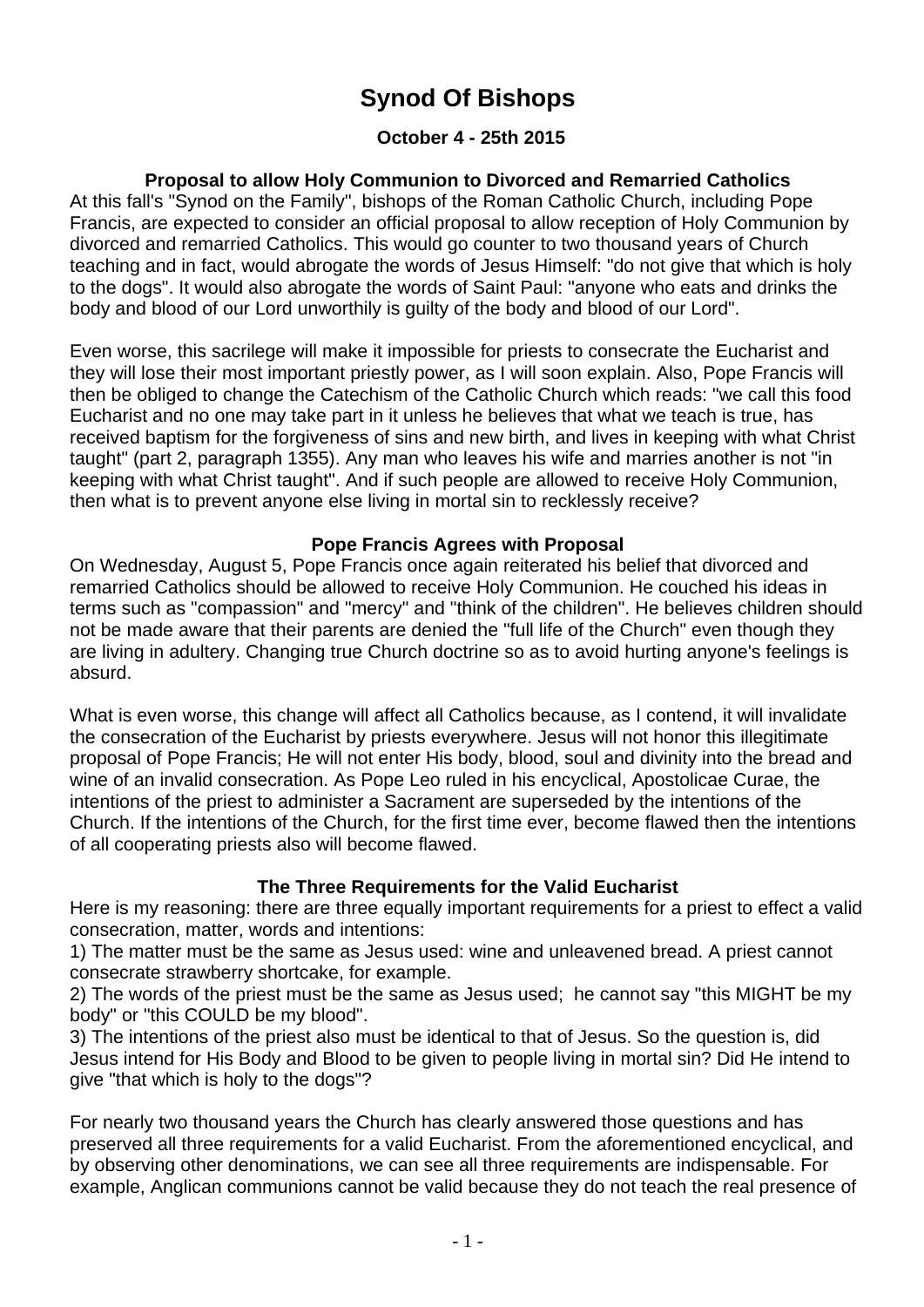# Synod Of Bishops

### October 4 - 25th 2015

### Proposal to allow Holy Communion to Divorced and Remarried Catholics

At this fall's "Synod on the Family", bishops of the Roman Catholic Church, including Pope Francis, are expected to consider an official proposal to allow reception of Holy Communion by divorced and remarried Catholics. This would go counter to two thousand years of Church teaching and in fact, would abrogate the words of Jesus Himself: "do not give that which is holy to the dogs". It would also abrogate the words of Saint Paul: "anyone who eats and drinks the body and blood of our Lord unworthily is guilty of the body and blood of our Lord".

Even worse, this sacrilege will make it impossible for priests to consecrate the Eucharist and they will lose their most important priestly power, as I will soon explain. Also, Pope Francis will then be obliged to change the Catechism of the Catholic Church which reads: "we call this food Eucharist and no one may take part in it unless he believes that what we teach is true, has received baptism for the forgiveness of sins and new birth, and lives in keeping with what Christ taught" (part 2, paragraph 1355). Any man who leaves his wife and marries another is not "in keeping with what Christ taught". And if such people are allowed to receive Holy Communion, then what is to prevent anyone else living in mortal sin to recklessly receive?

### Pope Francis Agrees with Proposal

On Wednesday, August 5, Pope Francis once again reiterated his belief that divorced and remarried Catholics should be allowed to receive Holy Communion. He couched his ideas in terms such as "compassion" and "mercy" and "think of the children". He believes children should not be made aware that their parents are denied the "full life of the Church" even though they are living in adultery. Changing true Church doctrine so as to avoid hurting anyone's feelings is absurd.

What is even worse, this change will affect all Catholics because, as I contend, it will invalidate the consecration of the Eucharist by priests everywhere. Jesus will not honor this illegitimate proposal of Pope Francis; He will not enter His body, blood, soul and divinity into the bread and wine of an invalid consecration. As Pope Leo ruled in his encyclical, Apostolicae Curae, the intentions of the priest to administer a Sacrament are superseded by the intentions of the Church. If the intentions of the Church, for the first time ever, become flawed then the intentions of all cooperating priests also will become flawed.

### The Three Requirements for the Valid Eucharist

Here is my reasoning: there are three equally important requirements for a priest to effect a valid consecration, matter, words and intentions:

1) The matter must be the same as Jesus used: wine and unleavened bread. A priest cannot consecrate strawberry shortcake, for example.
2) The words of the priest must be the same as Jesus used; he cannot say "this MIGHT be my body" or "this COULD be my blood".
3) The intentions of the priest also must be identical to that of Jesus. So the question is, did Jesus intend for His Body and Blood to be given to people living in mortal sin? Did He intend to give "that which is holy to the dogs"?

For nearly two thousand years the Church has clearly answered those questions and has preserved all three requirements for a valid Eucharist. From the aforementioned encyclical, and by observing other denominations, we can see all three requirements are indispensable. For example, Anglican communions cannot be valid because they do not teach the real presence of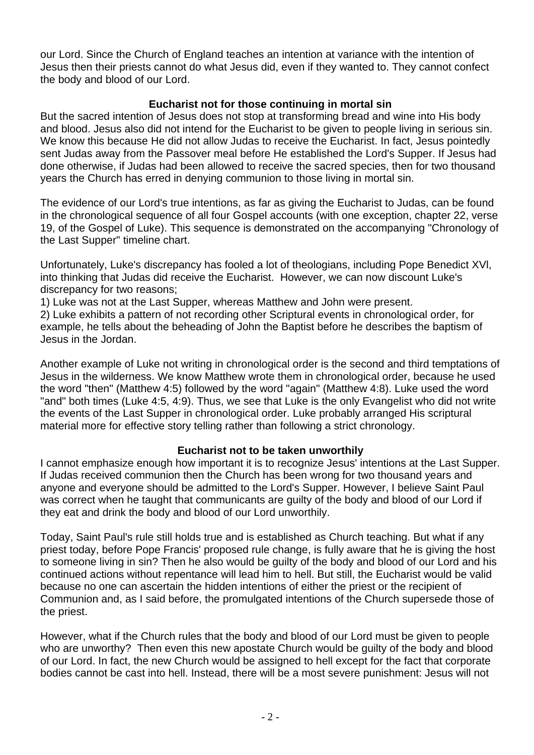our Lord. Since the Church of England teaches an intention at variance with the intention of Jesus then their priests cannot do what Jesus did, even if they wanted to. They cannot confect the body and blood of our Lord.

### Eucharist not for those continuing in mortal sin

But the sacred intention of Jesus does not stop at transforming bread and wine into His body and blood. Jesus also did not intend for the Eucharist to be given to people living in serious sin. We know this because He did not allow Judas to receive the Eucharist. In fact, Jesus pointedly sent Judas away from the Passover meal before He established the Lord's Supper. If Jesus had done otherwise, if Judas had been allowed to receive the sacred species, then for two thousand years the Church has erred in denying communion to those living in mortal sin.

The evidence of our Lord's true intentions, as far as giving the Eucharist to Judas, can be found in the chronological sequence of all four Gospel accounts (with one exception, chapter 22, verse 19, of the Gospel of Luke). This sequence is demonstrated on the accompanying "Chronology of the Last Supper" timeline chart.

Unfortunately, Luke's discrepancy has fooled a lot of theologians, including Pope Benedict XVl, into thinking that Judas did receive the Eucharist. However, we can now discount Luke's discrepancy for two reasons;

1) Luke was not at the Last Supper, whereas Matthew and John were present.
2) Luke exhibits a pattern of not recording other Scriptural events in chronological order, for example, he tells about the beheading of John the Baptist before he describes the baptism of Jesus in the Jordan.

Another example of Luke not writing in chronological order is the second and third temptations of Jesus in the wilderness. We know Matthew wrote them in chronological order, because he used the word "then" (Matthew 4:5) followed by the word "again" (Matthew 4:8). Luke used the word "and" both times (Luke 4:5, 4:9). Thus, we see that Luke is the only Evangelist who did not write the events of the Last Supper in chronological order. Luke probably arranged His scriptural material more for effective story telling rather than following a strict chronology.

### Eucharist not to be taken unworthily

I cannot emphasize enough how important it is to recognize Jesus' intentions at the Last Supper. If Judas received communion then the Church has been wrong for two thousand years and anyone and everyone should be admitted to the Lord's Supper. However, I believe Saint Paul was correct when he taught that communicants are guilty of the body and blood of our Lord if they eat and drink the body and blood of our Lord unworthily.

Today, Saint Paul's rule still holds true and is established as Church teaching. But what if any priest today, before Pope Francis' proposed rule change, is fully aware that he is giving the host to someone living in sin? Then he also would be guilty of the body and blood of our Lord and his continued actions without repentance will lead him to hell. But still, the Eucharist would be valid because no one can ascertain the hidden intentions of either the priest or the recipient of Communion and, as I said before, the promulgated intentions of the Church supersede those of the priest.

However, what if the Church rules that the body and blood of our Lord must be given to people who are unworthy? Then even this new apostate Church would be guilty of the body and blood of our Lord. In fact, the new Church would be assigned to hell except for the fact that corporate bodies cannot be cast into hell. Instead, there will be a most severe punishment: Jesus will not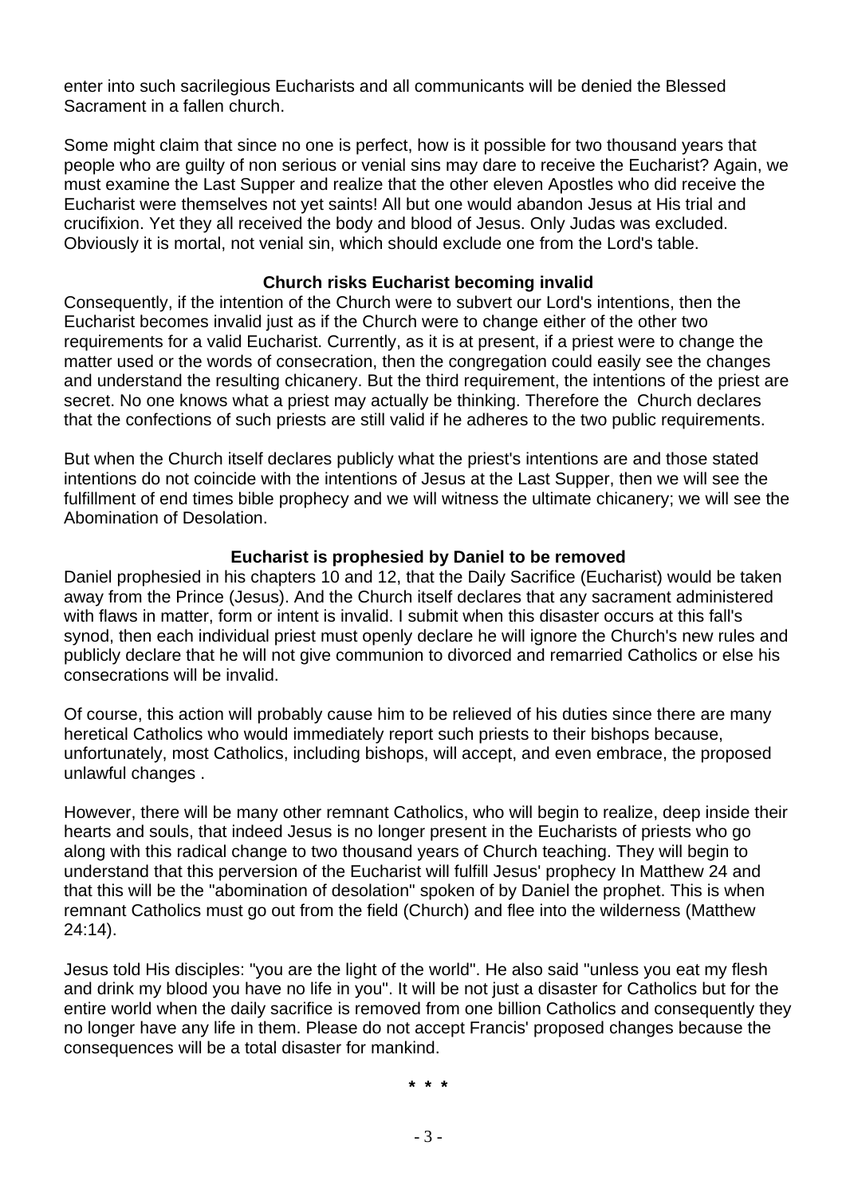enter into such sacrilegious Eucharists and all communicants will be denied the Blessed Sacrament in a fallen church.

Some might claim that since no one is perfect, how is it possible for two thousand years that people who are guilty of non serious or venial sins may dare to receive the Eucharist? Again, we must examine the Last Supper and realize that the other eleven Apostles who did receive the Eucharist were themselves not yet saints! All but one would abandon Jesus at His trial and crucifixion. Yet they all received the body and blood of Jesus. Only Judas was excluded. Obviously it is mortal, not venial sin, which should exclude one from the Lord's table.

### Church risks Eucharist becoming invalid

Consequently, if the intention of the Church were to subvert our Lord's intentions, then the Eucharist becomes invalid just as if the Church were to change either of the other two requirements for a valid Eucharist. Currently, as it is at present, if a priest were to change the matter used or the words of consecration, then the congregation could easily see the changes and understand the resulting chicanery. But the third requirement, the intentions of the priest are secret. No one knows what a priest may actually be thinking. Therefore the Church declares that the confections of such priests are still valid if he adheres to the two public requirements.

But when the Church itself declares publicly what the priest's intentions are and those stated intentions do not coincide with the intentions of Jesus at the Last Supper, then we will see the fulfillment of end times bible prophecy and we will witness the ultimate chicanery; we will see the Abomination of Desolation.

### Eucharist is prophesied by Daniel to be removed

Daniel prophesied in his chapters 10 and 12, that the Daily Sacrifice (Eucharist) would be taken away from the Prince (Jesus). And the Church itself declares that any sacrament administered with flaws in matter, form or intent is invalid. I submit when this disaster occurs at this fall's synod, then each individual priest must openly declare he will ignore the Church's new rules and publicly declare that he will not give communion to divorced and remarried Catholics or else his consecrations will be invalid.

Of course, this action will probably cause him to be relieved of his duties since there are many heretical Catholics who would immediately report such priests to their bishops because, unfortunately, most Catholics, including bishops, will accept, and even embrace, the proposed unlawful changes .

However, there will be many other remnant Catholics, who will begin to realize, deep inside their hearts and souls, that indeed Jesus is no longer present in the Eucharists of priests who go along with this radical change to two thousand years of Church teaching. They will begin to understand that this perversion of the Eucharist will fulfill Jesus' prophecy In Matthew 24 and that this will be the "abomination of desolation" spoken of by Daniel the prophet. This is when remnant Catholics must go out from the field (Church) and flee into the wilderness (Matthew 24:14).

Jesus told His disciples: "you are the light of the world". He also said "unless you eat my flesh and drink my blood you have no life in you". It will be not just a disaster for Catholics but for the entire world when the daily sacrifice is removed from one billion Catholics and consequently they no longer have any life in them. Please do not accept Francis' proposed changes because the consequences will be a total disaster for mankind.

**\* \* \***